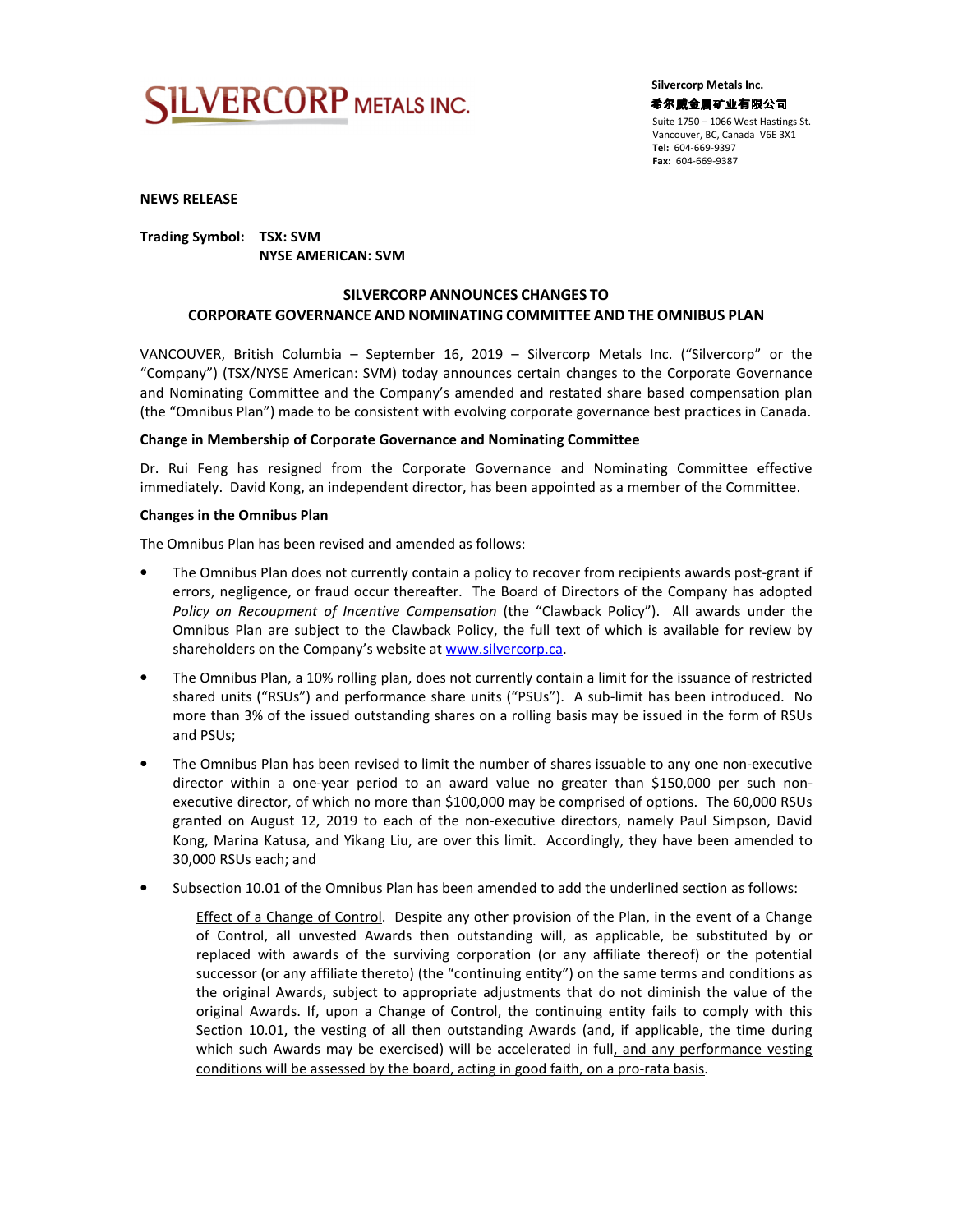SILVERCORP METALS INC.

**Silvercorp Metals Inc.**
**希尔威金属矿业有限公司**
Suite 1750 – 1066 West Hastings St.
Vancouver, BC, Canada V6E 3X1
**Tel:** 604-669-9397
**Fax:** 604-669-9387

**NEWS RELEASE**

**Trading Symbol: TSX: SVM**
**NYSE AMERICAN: SVM**

## SILVERCORP ANNOUNCES CHANGES TO CORPORATE GOVERNANCE AND NOMINATING COMMITTEE AND THE OMNIBUS PLAN

VANCOUVER, British Columbia – September 16, 2019 – Silvercorp Metals Inc. ("Silvercorp" or the "Company") (TSX/NYSE American: SVM) today announces certain changes to the Corporate Governance and Nominating Committee and the Company's amended and restated share based compensation plan (the "Omnibus Plan") made to be consistent with evolving corporate governance best practices in Canada.

**Change in Membership of Corporate Governance and Nominating Committee**

Dr. Rui Feng has resigned from the Corporate Governance and Nominating Committee effective immediately. David Kong, an independent director, has been appointed as a member of the Committee.

**Changes in the Omnibus Plan**

The Omnibus Plan has been revised and amended as follows:

- The Omnibus Plan does not currently contain a policy to recover from recipients awards post-grant if errors, negligence, or fraud occur thereafter. The Board of Directors of the Company has adopted *Policy on Recoupment of Incentive Compensation* (the "Clawback Policy"). All awards under the Omnibus Plan are subject to the Clawback Policy, the full text of which is available for review by shareholders on the Company's website at www.silvercorp.ca.
- The Omnibus Plan, a 10% rolling plan, does not currently contain a limit for the issuance of restricted shared units ("RSUs") and performance share units ("PSUs"). A sub-limit has been introduced. No more than 3% of the issued outstanding shares on a rolling basis may be issued in the form of RSUs and PSUs;
- The Omnibus Plan has been revised to limit the number of shares issuable to any one non-executive director within a one-year period to an award value no greater than $150,000 per such non-executive director, of which no more than $100,000 may be comprised of options. The 60,000 RSUs granted on August 12, 2019 to each of the non-executive directors, namely Paul Simpson, David Kong, Marina Katusa, and Yikang Liu, are over this limit. Accordingly, they have been amended to 30,000 RSUs each; and
- Subsection 10.01 of the Omnibus Plan has been amended to add the underlined section as follows:

  Effect of a Change of Control. Despite any other provision of the Plan, in the event of a Change of Control, all unvested Awards then outstanding will, as applicable, be substituted by or replaced with awards of the surviving corporation (or any affiliate thereof) or the potential successor (or any affiliate thereto) (the "continuing entity") on the same terms and conditions as the original Awards, subject to appropriate adjustments that do not diminish the value of the original Awards. If, upon a Change of Control, the continuing entity fails to comply with this Section 10.01, the vesting of all then outstanding Awards (and, if applicable, the time during which such Awards may be exercised) will be accelerated in full, and any performance vesting conditions will be assessed by the board, acting in good faith, on a pro-rata basis.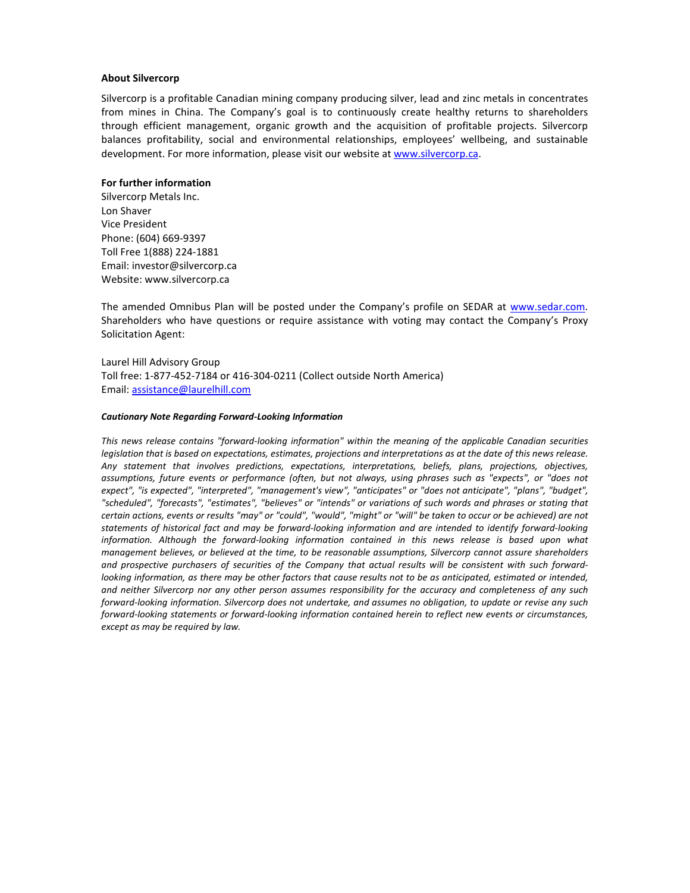**About Silvercorp**

Silvercorp is a profitable Canadian mining company producing silver, lead and zinc metals in concentrates from mines in China. The Company's goal is to continuously create healthy returns to shareholders through efficient management, organic growth and the acquisition of profitable projects. Silvercorp balances profitability, social and environmental relationships, employees' wellbeing, and sustainable development. For more information, please visit our website at www.silvercorp.ca.

**For further information**
Silvercorp Metals Inc.
Lon Shaver
Vice President
Phone: (604) 669-9397
Toll Free 1(888) 224-1881
Email: investor@silvercorp.ca
Website: www.silvercorp.ca

The amended Omnibus Plan will be posted under the Company's profile on SEDAR at www.sedar.com. Shareholders who have questions or require assistance with voting may contact the Company's Proxy Solicitation Agent:

Laurel Hill Advisory Group
Toll free: 1-877-452-7184 or 416-304-0211 (Collect outside North America)
Email: assistance@laurelhill.com

***Cautionary Note Regarding Forward-Looking Information***

*This news release contains "forward-looking information" within the meaning of the applicable Canadian securities legislation that is based on expectations, estimates, projections and interpretations as at the date of this news release. Any statement that involves predictions, expectations, interpretations, beliefs, plans, projections, objectives, assumptions, future events or performance (often, but not always, using phrases such as "expects", or "does not expect", "is expected", "interpreted", "management's view", "anticipates" or "does not anticipate", "plans", "budget", "scheduled", "forecasts", "estimates", "believes" or "intends" or variations of such words and phrases or stating that certain actions, events or results "may" or "could", "would", "might" or "will" be taken to occur or be achieved) are not statements of historical fact and may be forward-looking information and are intended to identify forward-looking information. Although the forward-looking information contained in this news release is based upon what management believes, or believed at the time, to be reasonable assumptions, Silvercorp cannot assure shareholders and prospective purchasers of securities of the Company that actual results will be consistent with such forward-looking information, as there may be other factors that cause results not to be as anticipated, estimated or intended, and neither Silvercorp nor any other person assumes responsibility for the accuracy and completeness of any such forward-looking information. Silvercorp does not undertake, and assumes no obligation, to update or revise any such forward-looking statements or forward-looking information contained herein to reflect new events or circumstances, except as may be required by law.*